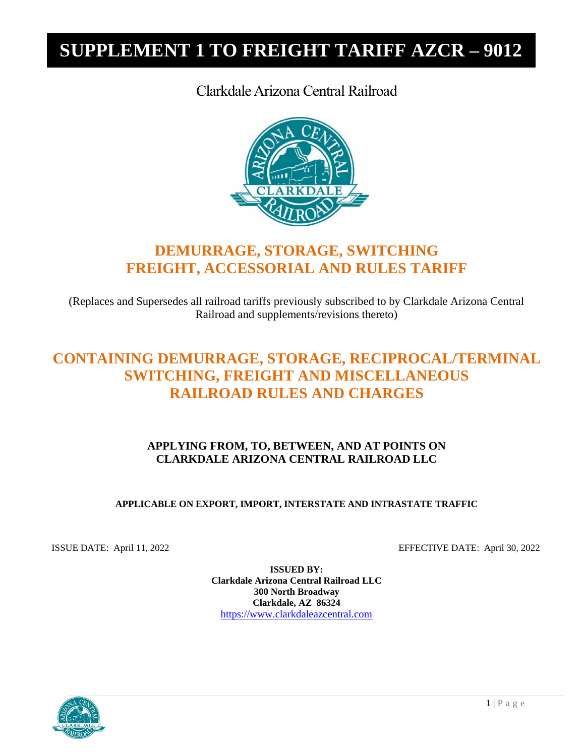# SUPPLEMENT 1 TO FREIGHT TARIFF AZCR – 9012

Clarkdale Arizona Central Railroad

## DEMURRAGE, STORAGE, SWITCHING FREIGHT, ACCESSORIAL AND RULES TARIFF

(Replaces and Supersedes all railroad tariffs previously subscribed to by Clarkdale Arizona Central Railroad and supplements/revisions thereto)

## CONTAINING DEMURRAGE, STORAGE, RECIPROCAL/TERMINAL SWITCHING, FREIGHT AND MISCELLANEOUS RAILROAD RULES AND CHARGES

**APPLYING FROM, TO, BETWEEN, AND AT POINTS ON CLARKDALE ARIZONA CENTRAL RAILROAD LLC**

**APPLICABLE ON EXPORT, IMPORT, INTERSTATE AND INTRASTATE TRAFFIC**

ISSUE DATE: April 11, 2022

EFFECTIVE DATE: April 30, 2022

**ISSUED BY:**
**Clarkdale Arizona Central Railroad LLC**
**300 North Broadway**
**Clarkdale, AZ 86324**
https://www.clarkdaleazcentral.com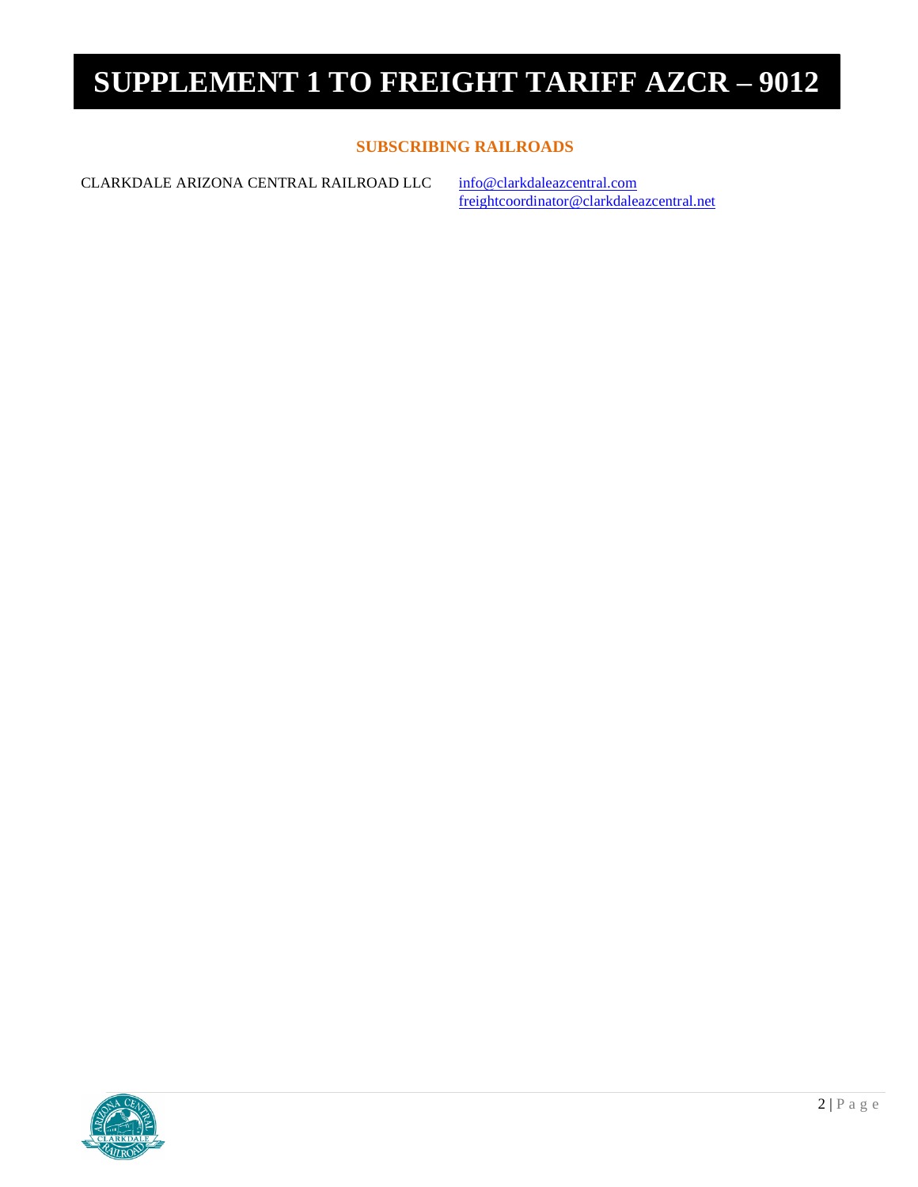# SUPPLEMENT 1 TO FREIGHT TARIFF AZCR – 9012

## SUBSCRIBING RAILROADS

CLARKDALE ARIZONA CENTRAL RAILROAD LLC    info@clarkdaleazcentral.com
freightcoordinator@clarkdaleazcentral.net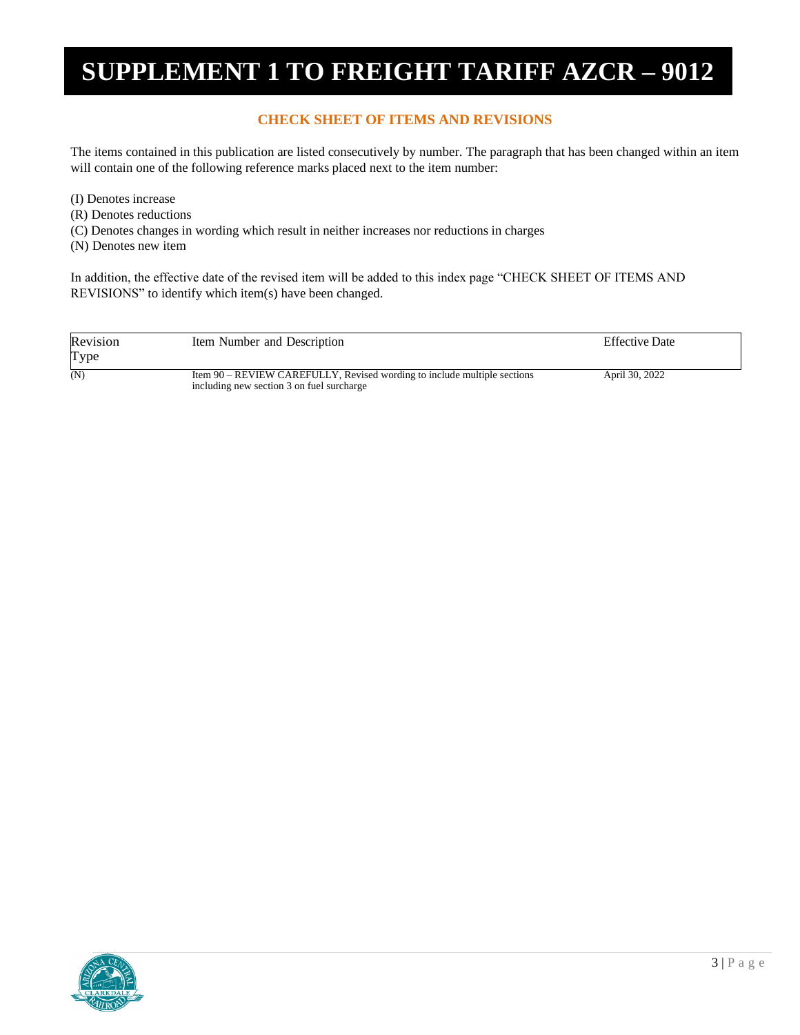# SUPPLEMENT 1 TO FREIGHT TARIFF AZCR – 9012

## CHECK SHEET OF ITEMS AND REVISIONS

The items contained in this publication are listed consecutively by number. The paragraph that has been changed within an item will contain one of the following reference marks placed next to the item number:

(I) Denotes increase
(R) Denotes reductions
(C) Denotes changes in wording which result in neither increases nor reductions in charges
(N) Denotes new item

In addition, the effective date of the revised item will be added to this index page "CHECK SHEET OF ITEMS AND REVISIONS" to identify which item(s) have been changed.

| Revision Type | Item Number and Description | Effective Date |
|---|---|---|
| (N) | Item 90 – REVIEW CAREFULLY, Revised wording to include multiple sections including new section 3 on fuel surcharge | April 30, 2022 |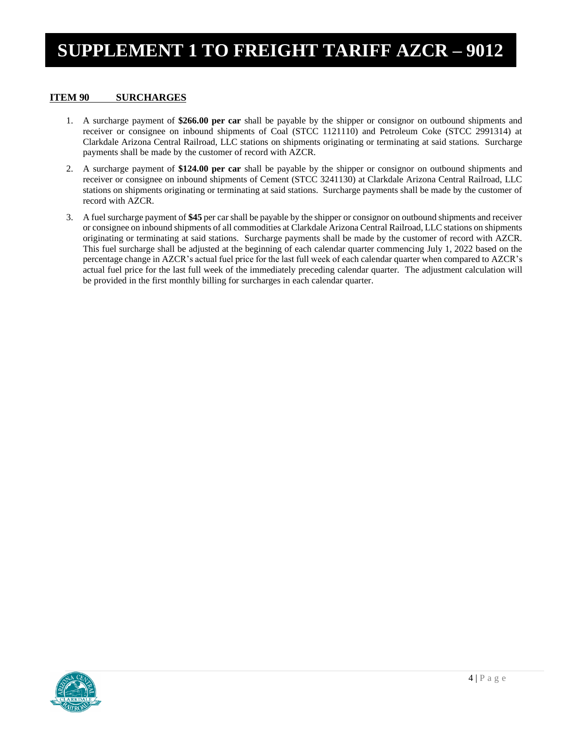# SUPPLEMENT 1 TO FREIGHT TARIFF AZCR – 9012

**ITEM 90 SURCHARGES**

1. A surcharge payment of **$266.00 per car** shall be payable by the shipper or consignor on outbound shipments and receiver or consignee on inbound shipments of Coal (STCC 1121110) and Petroleum Coke (STCC 2991314) at Clarkdale Arizona Central Railroad, LLC stations on shipments originating or terminating at said stations. Surcharge payments shall be made by the customer of record with AZCR.

2. A surcharge payment of **$124.00 per car** shall be payable by the shipper or consignor on outbound shipments and receiver or consignee on inbound shipments of Cement (STCC 3241130) at Clarkdale Arizona Central Railroad, LLC stations on shipments originating or terminating at said stations. Surcharge payments shall be made by the customer of record with AZCR.

3. A fuel surcharge payment of **$45** per car shall be payable by the shipper or consignor on outbound shipments and receiver or consignee on inbound shipments of all commodities at Clarkdale Arizona Central Railroad, LLC stations on shipments originating or terminating at said stations. Surcharge payments shall be made by the customer of record with AZCR. This fuel surcharge shall be adjusted at the beginning of each calendar quarter commencing July 1, 2022 based on the percentage change in AZCR's actual fuel price for the last full week of each calendar quarter when compared to AZCR's actual fuel price for the last full week of the immediately preceding calendar quarter. The adjustment calculation will be provided in the first monthly billing for surcharges in each calendar quarter.